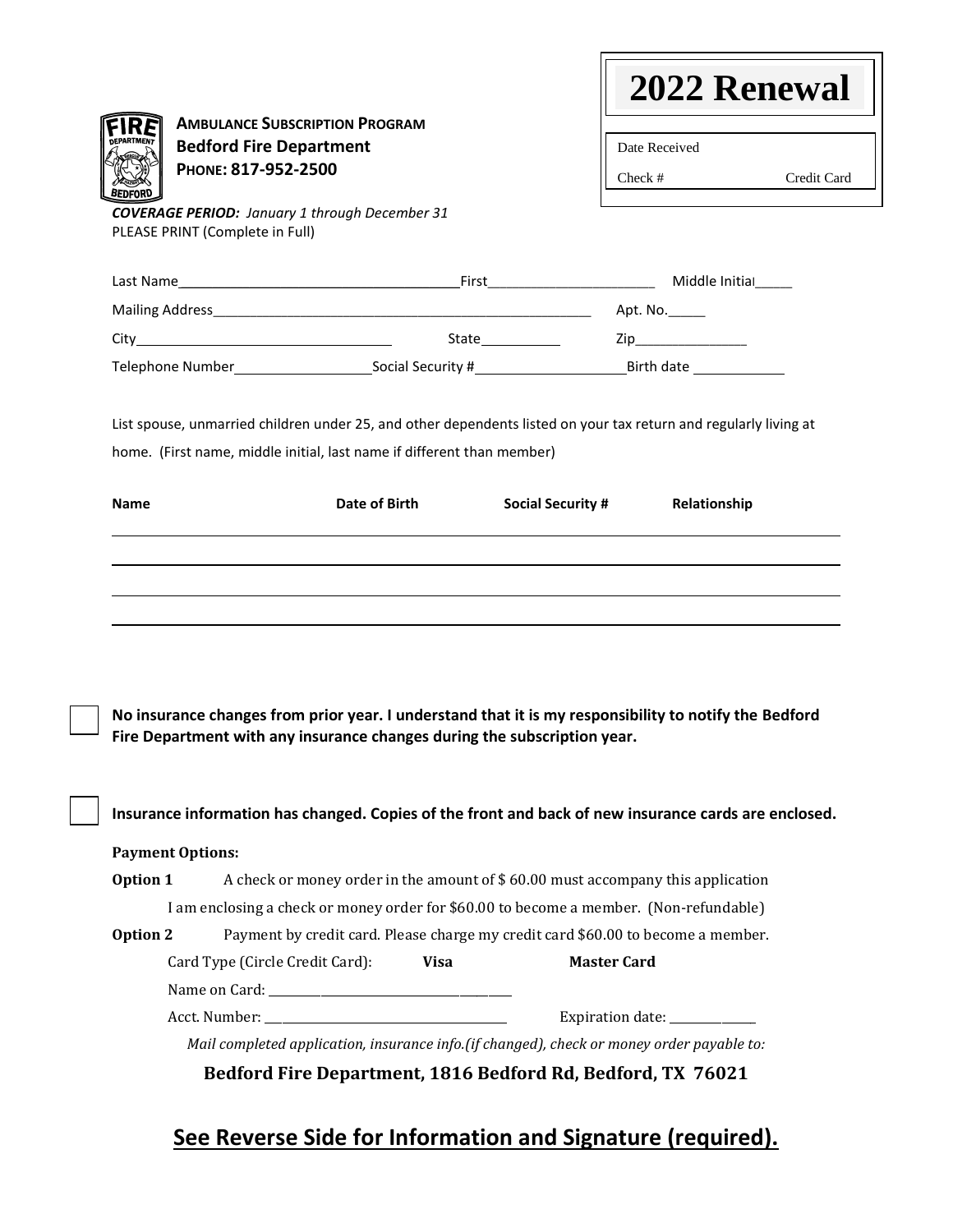# 2022 Renewal

Date Received

Check # Credit Card

**AMBULANCE SUBSCRIPTION PROGRAM**
**Bedford Fire Department**
**PHONE: 817-952-2500**

***COVERAGE PERIOD:*** *January 1 through December 31*
PLEASE PRINT (Complete in Full)

Last Name______________________________ First____________________ Middle Initial_____

Mailing Address______________________________________________ Apt. No._____

City____________________________ State__________ Zip______________

Telephone Number________________ Social Security #__________________ Birth date ___________

List spouse, unmarried children under 25, and other dependents listed on your tax return and regularly living at home. (First name, middle initial, last name if different than member)

| Name | Date of Birth | Social Security # | Relationship |
|---|---|---|---|
| | | | |
| | | | |
| | | | |
| | | | |

☐ **No insurance changes from prior year. I understand that it is my responsibility to notify the Bedford Fire Department with any insurance changes during the subscription year.**

☐ **Insurance information has changed. Copies of the front and back of new insurance cards are enclosed.**

**Payment Options:**

**Option 1** A check or money order in the amount of $ 60.00 must accompany this application

I am enclosing a check or money order for $60.00 to become a member. (Non-refundable)

**Option 2** Payment by credit card. Please charge my credit card $60.00 to become a member.

Card Type (Circle Credit Card): **Visa** **Master Card**

Name on Card: ______________________________

Acct. Number: ______________________________ Expiration date: ___________

*Mail completed application, insurance info.(if changed), check or money order payable to:*

**Bedford Fire Department, 1816 Bedford Rd, Bedford, TX 76021**

## <u>See Reverse Side for Information and Signature (required).</u>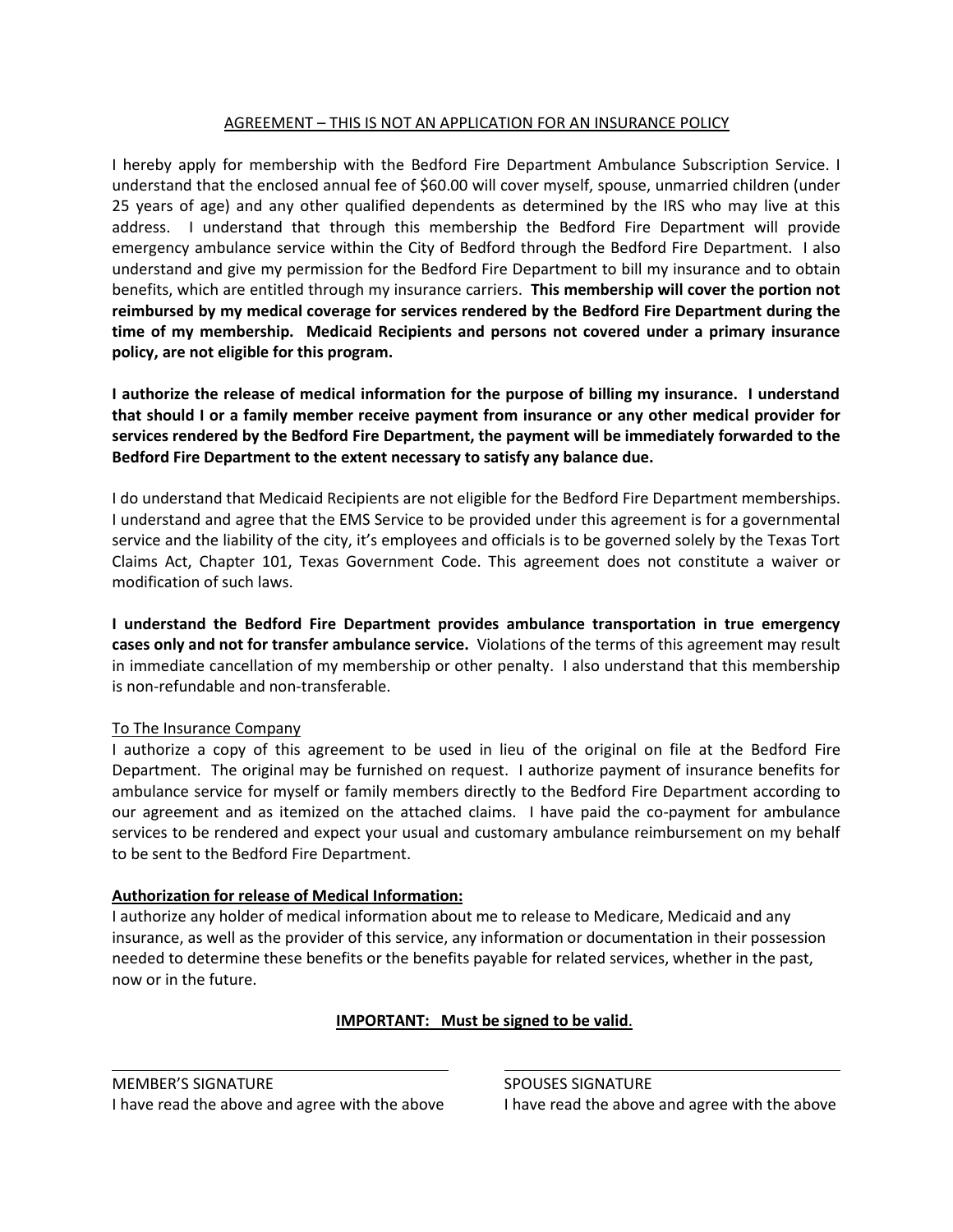<u>AGREEMENT – THIS IS NOT AN APPLICATION FOR AN INSURANCE POLICY</u>

I hereby apply for membership with the Bedford Fire Department Ambulance Subscription Service. I understand that the enclosed annual fee of $60.00 will cover myself, spouse, unmarried children (under 25 years of age) and any other qualified dependents as determined by the IRS who may live at this address. I understand that through this membership the Bedford Fire Department will provide emergency ambulance service within the City of Bedford through the Bedford Fire Department. I also understand and give my permission for the Bedford Fire Department to bill my insurance and to obtain benefits, which are entitled through my insurance carriers. **This membership will cover the portion not reimbursed by my medical coverage for services rendered by the Bedford Fire Department during the time of my membership. Medicaid Recipients and persons not covered under a primary insurance policy, are not eligible for this program.**

**I authorize the release of medical information for the purpose of billing my insurance. I understand that should I or a family member receive payment from insurance or any other medical provider for services rendered by the Bedford Fire Department, the payment will be immediately forwarded to the Bedford Fire Department to the extent necessary to satisfy any balance due.**

I do understand that Medicaid Recipients are not eligible for the Bedford Fire Department memberships. I understand and agree that the EMS Service to be provided under this agreement is for a governmental service and the liability of the city, it's employees and officials is to be governed solely by the Texas Tort Claims Act, Chapter 101, Texas Government Code. This agreement does not constitute a waiver or modification of such laws.

**I understand the Bedford Fire Department provides ambulance transportation in true emergency cases only and not for transfer ambulance service.** Violations of the terms of this agreement may result in immediate cancellation of my membership or other penalty. I also understand that this membership is non-refundable and non-transferable.

<u>To The Insurance Company</u>

I authorize a copy of this agreement to be used in lieu of the original on file at the Bedford Fire Department. The original may be furnished on request. I authorize payment of insurance benefits for ambulance service for myself or family members directly to the Bedford Fire Department according to our agreement and as itemized on the attached claims. I have paid the co-payment for ambulance services to be rendered and expect your usual and customary ambulance reimbursement on my behalf to be sent to the Bedford Fire Department.

**Authorization for release of Medical Information:**

I authorize any holder of medical information about me to release to Medicare, Medicaid and any insurance, as well as the provider of this service, any information or documentation in their possession needed to determine these benefits or the benefits payable for related services, whether in the past, now or in the future.

**IMPORTANT: Must be signed to be valid.**

\_\_\_\_\_\_\_\_\_\_\_\_\_\_\_\_\_\_\_\_\_\_\_\_\_\_\_\_\_\_\_\_\_\_\_\_\_\_\_\_

MEMBER'S SIGNATURE

I have read the above and agree with the above

\_\_\_\_\_\_\_\_\_\_\_\_\_\_\_\_\_\_\_\_\_\_\_\_\_\_\_\_\_\_\_\_\_\_\_\_\_\_\_\_

SPOUSES SIGNATURE

I have read the above and agree with the above